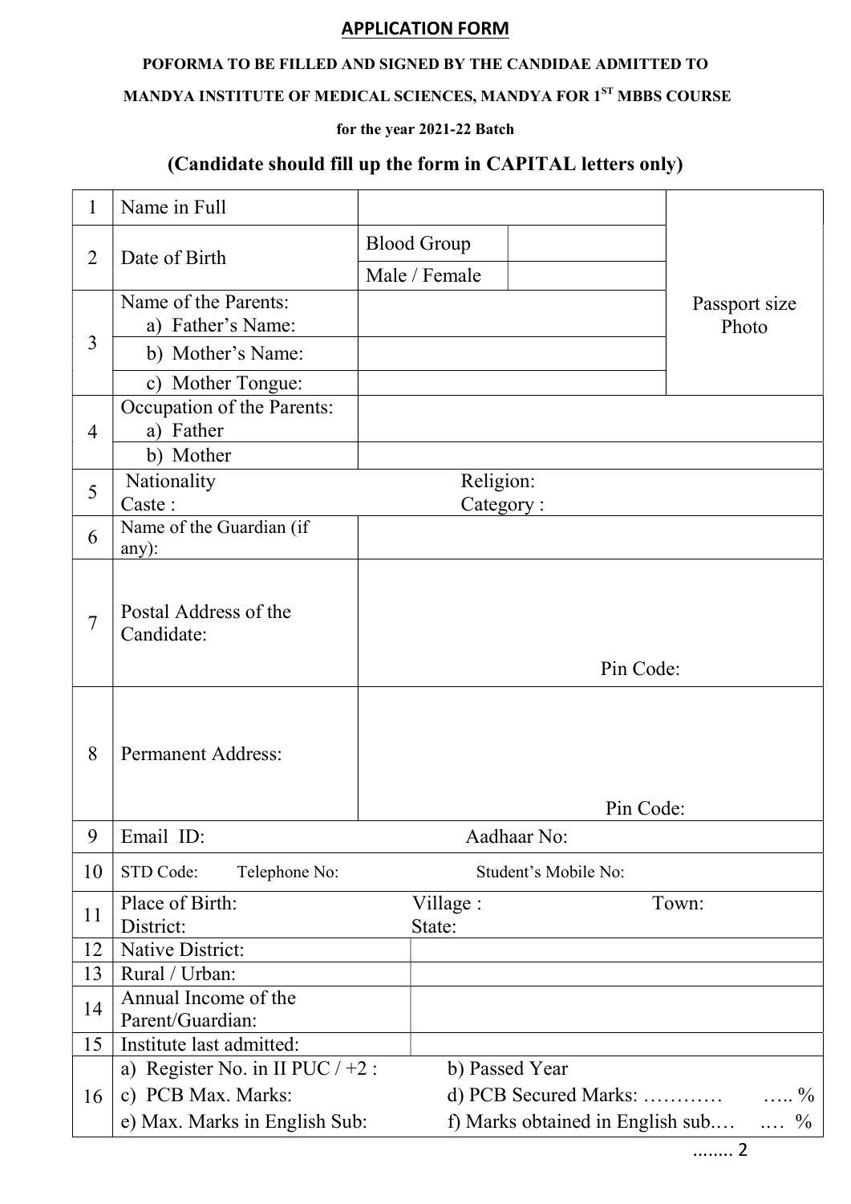## APPLICATION FORM

**POFORMA TO BE FILLED AND SIGNED BY THE CANDIDAE ADMITTED TO MANDYA INSTITUTE OF MEDICAL SCIENCES, MANDYA FOR 1ST MBBS COURSE**

**for the year 2021-22 Batch**

### (Candidate should fill up the form in CAPITAL letters only)

| | | | | |
|---|---|---|---|---|
| 1 | Name in Full | | | Passport size Photo |
| 2 | Date of Birth | Blood Group | | |
| | | Male / Female | | |
| 3 | Name of the Parents: a) Father's Name: | | | |
| | b) Mother's Name: | | | |
| | c) Mother Tongue: | | | |
| 4 | Occupation of the Parents: a) Father | | | |
| | b) Mother | | | |
| 5 | Nationality<br>Caste : | Religion:<br>Category : | | |
| 6 | Name of the Guardian (if any): | | | |
| 7 | Postal Address of the Candidate: | Pin Code: | | |
| 8 | Permanent Address: | Pin Code: | | |
| 9 | Email ID: | Aadhaar No: | | |
| 10 | STD Code: Telephone No: | Student's Mobile No: | | |
| 11 | Place of Birth:<br>District: | Village :<br>State: | Town: | |
| 12 | Native District: | | | |
| 13 | Rural / Urban: | | | |
| 14 | Annual Income of the Parent/Guardian: | | | |
| 15 | Institute last admitted: | | | |
| 16 | a) Register No. in II PUC / +2 :<br>c) PCB Max. Marks:<br>e) Max. Marks in English Sub: | b) Passed Year<br>d) PCB Secured Marks: ………… ….. %<br>f) Marks obtained in English sub.… …. % | | |

........ 2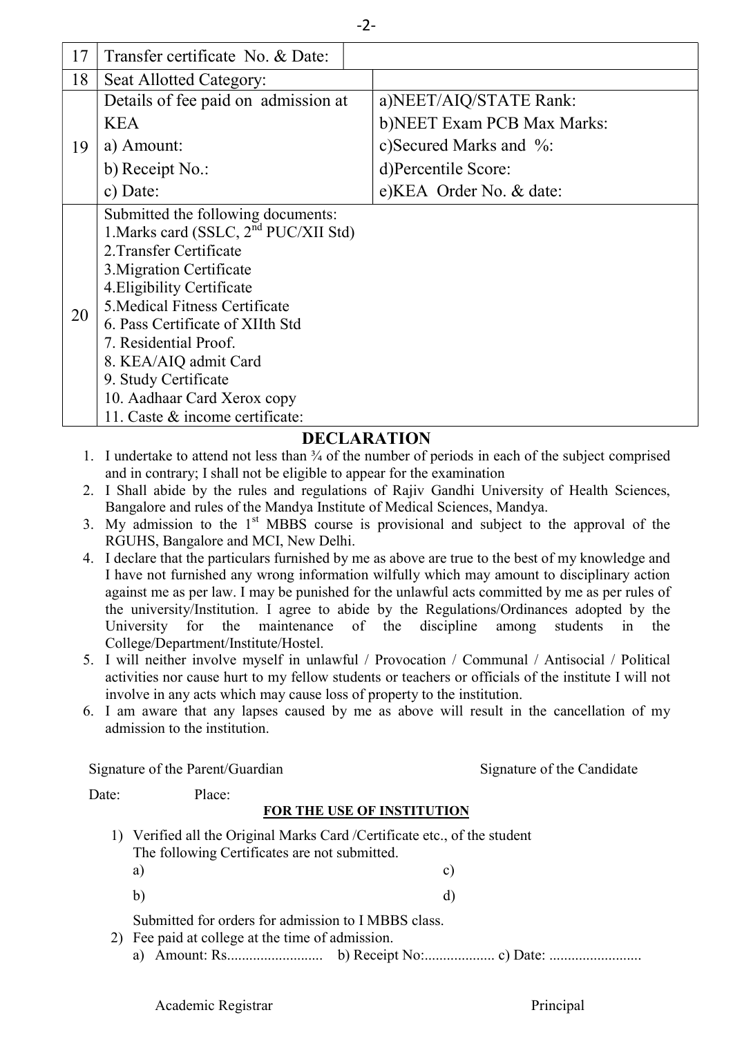| | | |
|---|---|---|
| 17 | Transfer certificate No. & Date: | |
| 18 | Seat Allotted Category: | |
| 19 | Details of fee paid on admission at KEA<br>a) Amount:<br>b) Receipt No.:<br>c) Date: | a)NEET/AIQ/STATE Rank:<br>b)NEET Exam PCB Max Marks:<br>c)Secured Marks and %:<br>d)Percentile Score:<br>e)KEA Order No. & date: |
| 20 | Submitted the following documents:<br>1.Marks card (SSLC, 2nd PUC/XII Std)<br>2.Transfer Certificate<br>3.Migration Certificate<br>4.Eligibility Certificate<br>5.Medical Fitness Certificate<br>6. Pass Certificate of XIIth Std<br>7. Residential Proof.<br>8. KEA/AIQ admit Card<br>9. Study Certificate<br>10. Aadhaar Card Xerox copy<br>11. Caste & income certificate: | |

## DECLARATION

1. I undertake to attend not less than ¾ of the number of periods in each of the subject comprised and in contrary; I shall not be eligible to appear for the examination
2. I Shall abide by the rules and regulations of Rajiv Gandhi University of Health Sciences, Bangalore and rules of the Mandya Institute of Medical Sciences, Mandya.
3. My admission to the 1st MBBS course is provisional and subject to the approval of the RGUHS, Bangalore and MCI, New Delhi.
4. I declare that the particulars furnished by me as above are true to the best of my knowledge and I have not furnished any wrong information wilfully which may amount to disciplinary action against me as per law. I may be punished for the unlawful acts committed by me as per rules of the university/Institution. I agree to abide by the Regulations/Ordinances adopted by the University for the maintenance of the discipline among students in the College/Department/Institute/Hostel.
5. I will neither involve myself in unlawful / Provocation / Communal / Antisocial / Political activities nor cause hurt to my fellow students or teachers or officials of the institute I will not involve in any acts which may cause loss of property to the institution.
6. I am aware that any lapses caused by me as above will result in the cancellation of my admission to the institution.

Signature of the Parent/Guardian                                   Signature of the Candidate

Date:          Place:

**FOR THE USE OF INSTITUTION**

1) Verified all the Original Marks Card /Certificate etc., of the student
   The following Certificates are not submitted.
   a)                                        c)
   b)                                        d)

   Submitted for orders for admission to I MBBS class.
2) Fee paid at college at the time of admission.
   a) Amount: Rs.......................... b) Receipt No:................... c) Date: .........................

Academic Registrar                                   Principal